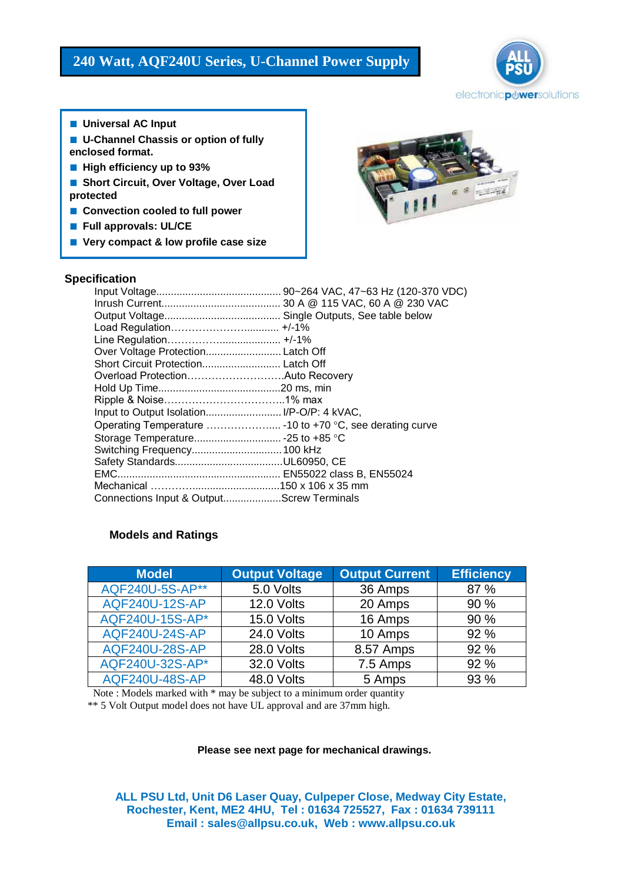# 240 Watt, AQF240U Series, U-Channel Power Supply

- Universal AC Input
- U-Channel Chassis or option of fully enclosed format.
- High efficiency up to 93%
- Short Circuit, Over Voltage, Over Load protected
- Convection cooled to full power
- Full approvals: UL/CE
- Very compact & low profile case size

## Specification

| | |
|---|---|
| Input Voltage | 90~264 VAC, 47~63 Hz (120-370 VDC) |
| Inrush Current | 30 A @ 115 VAC, 60 A @ 230 VAC |
| Output Voltage | Single Outputs, See table below |
| Load Regulation | +/-1% |
| Line Regulation | +/-1% |
| Over Voltage Protection | Latch Off |
| Short Circuit Protection | Latch Off |
| Overload Protection | Auto Recovery |
| Hold Up Time | 20 ms, min |
| Ripple & Noise | 1% max |
| Input to Output Isolation | I/P-O/P: 4 kVAC, |
| Operating Temperature | -10 to +70 °C, see derating curve |
| Storage Temperature | -25 to +85 °C |
| Switching Frequency | 100 kHz |
| Safety Standards | UL60950, CE |
| EMC | EN55022 class B, EN55024 |
| Mechanical | 150 x 106 x 35 mm |
| Connections Input & Output | Screw Terminals |

### Models and Ratings

| Model | Output Voltage | Output Current | Efficiency |
|---|---|---|---|
| AQF240U-5S-AP** | 5.0 Volts | 36 Amps | 87 % |
| AQF240U-12S-AP | 12.0 Volts | 20 Amps | 90 % |
| AQF240U-15S-AP* | 15.0 Volts | 16 Amps | 90 % |
| AQF240U-24S-AP | 24.0 Volts | 10 Amps | 92 % |
| AQF240U-28S-AP | 28.0 Volts | 8.57 Amps | 92 % |
| AQF240U-32S-AP* | 32.0 Volts | 7.5 Amps | 92 % |
| AQF240U-48S-AP | 48.0 Volts | 5 Amps | 93 % |

Note : Models marked with * may be subject to a minimum order quantity

** 5 Volt Output model does not have UL approval and are 37mm high.

**Please see next page for mechanical drawings.**

**ALL PSU Ltd, Unit D6 Laser Quay, Culpeper Close, Medway City Estate, Rochester, Kent, ME2 4HU, Tel : 01634 725527, Fax : 01634 739111**
**Email : sales@allpsu.co.uk, Web : www.allpsu.co.uk**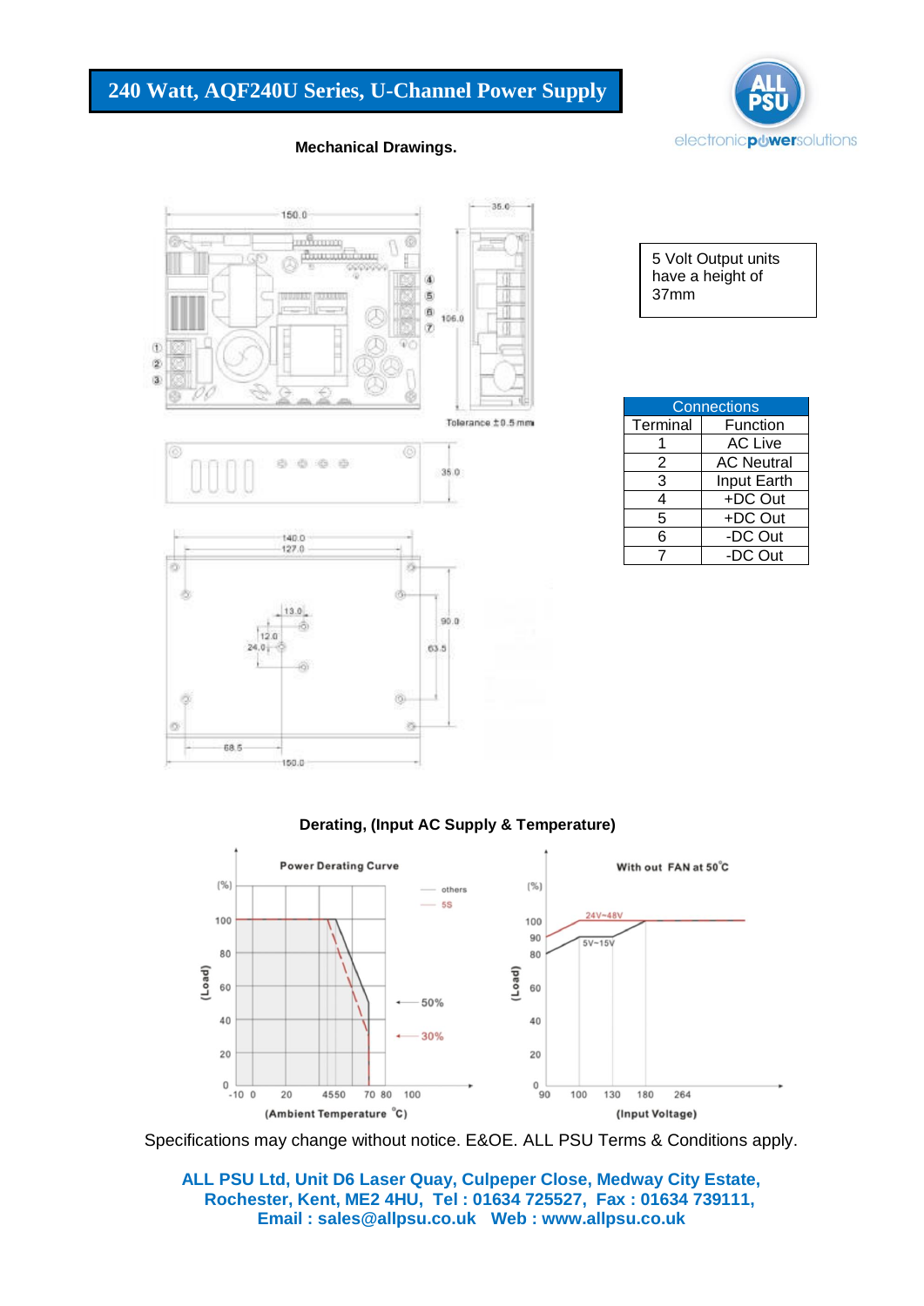# 240 Watt, AQF240U Series, U-Channel Power Supply

**Mechanical Drawings.**

150.0

35.0

106.0

Tolerance ±0.5mm

35.0

140.0

127.0

13.0

12.0

24.0

90.0

63.5

68.5

150.0

5 Volt Output units have a height of 37mm

| Connections | |
|---|---|
| Terminal | Function |
| 1 | AC Live |
| 2 | AC Neutral |
| 3 | Input Earth |
| 4 | +DC Out |
| 5 | +DC Out |
| 6 | -DC Out |
| 7 | -DC Out |

**Derating, (Input AC Supply & Temperature)**

Power Derating Curve

(%)

100

80

60

40

20

0

(Load)

-10 0 20 4550 70 80 100

(Ambient Temperature °C)

others

5S

50%

30%

With out FAN at 50°C

(%)

100

90

80

60

40

20

0

(Load)

24V~48V

5V~15V

90 100 130 180 264

(Input Voltage)

Specifications may change without notice. E&OE. ALL PSU Terms & Conditions apply.

**ALL PSU Ltd, Unit D6 Laser Quay, Culpeper Close, Medway City Estate, Rochester, Kent, ME2 4HU, Tel : 01634 725527, Fax : 01634 739111, Email : sales@allpsu.co.uk Web : www.allpsu.co.uk**